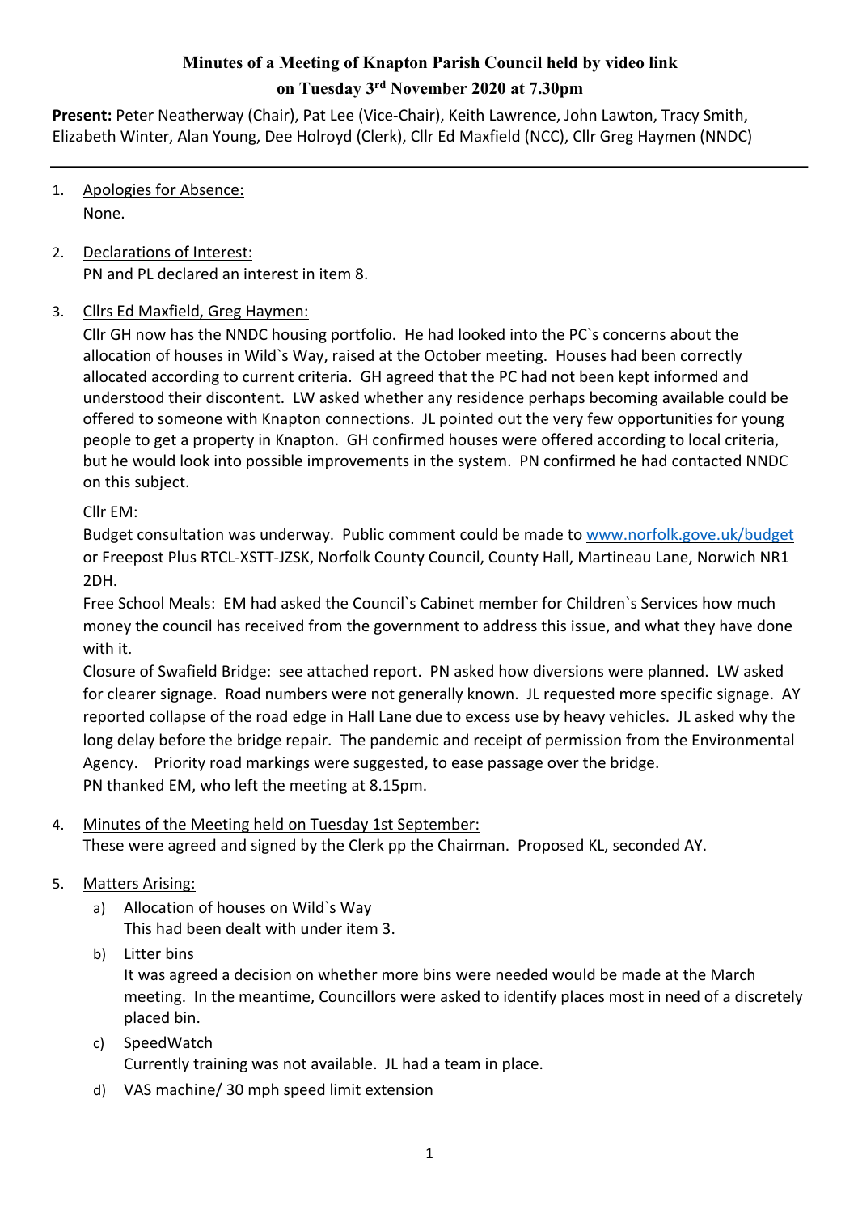# Minutes of a Meeting of Knapton Parish Council held by video link on Tuesday 3rd November 2020 at 7.30pm

**Present:** Peter Neatherway (Chair), Pat Lee (Vice-Chair), Keith Lawrence, John Lawton, Tracy Smith, Elizabeth Winter, Alan Young, Dee Holroyd (Clerk), Cllr Ed Maxfield (NCC), Cllr Greg Haymen (NNDC)

---

1. Apologies for Absence:
   None.

2. Declarations of Interest:
   PN and PL declared an interest in item 8.

3. Cllrs Ed Maxfield, Greg Haymen:
   Cllr GH now has the NNDC housing portfolio. He had looked into the PC`s concerns about the allocation of houses in Wild`s Way, raised at the October meeting. Houses had been correctly allocated according to current criteria. GH agreed that the PC had not been kept informed and understood their discontent. LW asked whether any residence perhaps becoming available could be offered to someone with Knapton connections. JL pointed out the very few opportunities for young people to get a property in Knapton. GH confirmed houses were offered according to local criteria, but he would look into possible improvements in the system. PN confirmed he had contacted NNDC on this subject.

   Cllr EM:

   Budget consultation was underway. Public comment could be made to www.norfolk.gove.uk/budget or Freepost Plus RTCL-XSTT-JZSK, Norfolk County Council, County Hall, Martineau Lane, Norwich NR1 2DH.

   Free School Meals: EM had asked the Council`s Cabinet member for Children`s Services how much money the council has received from the government to address this issue, and what they have done with it.

   Closure of Swafield Bridge: see attached report. PN asked how diversions were planned. LW asked for clearer signage. Road numbers were not generally known. JL requested more specific signage. AY reported collapse of the road edge in Hall Lane due to excess use by heavy vehicles. JL asked why the long delay before the bridge repair. The pandemic and receipt of permission from the Environmental Agency. Priority road markings were suggested, to ease passage over the bridge.
   PN thanked EM, who left the meeting at 8.15pm.

4. Minutes of the Meeting held on Tuesday 1st September:
   These were agreed and signed by the Clerk pp the Chairman. Proposed KL, seconded AY.

5. Matters Arising:
   a) Allocation of houses on Wild`s Way
      This had been dealt with under item 3.
   b) Litter bins
      It was agreed a decision on whether more bins were needed would be made at the March meeting. In the meantime, Councillors were asked to identify places most in need of a discretely placed bin.
   c) SpeedWatch
      Currently training was not available. JL had a team in place.
   d) VAS machine/ 30 mph speed limit extension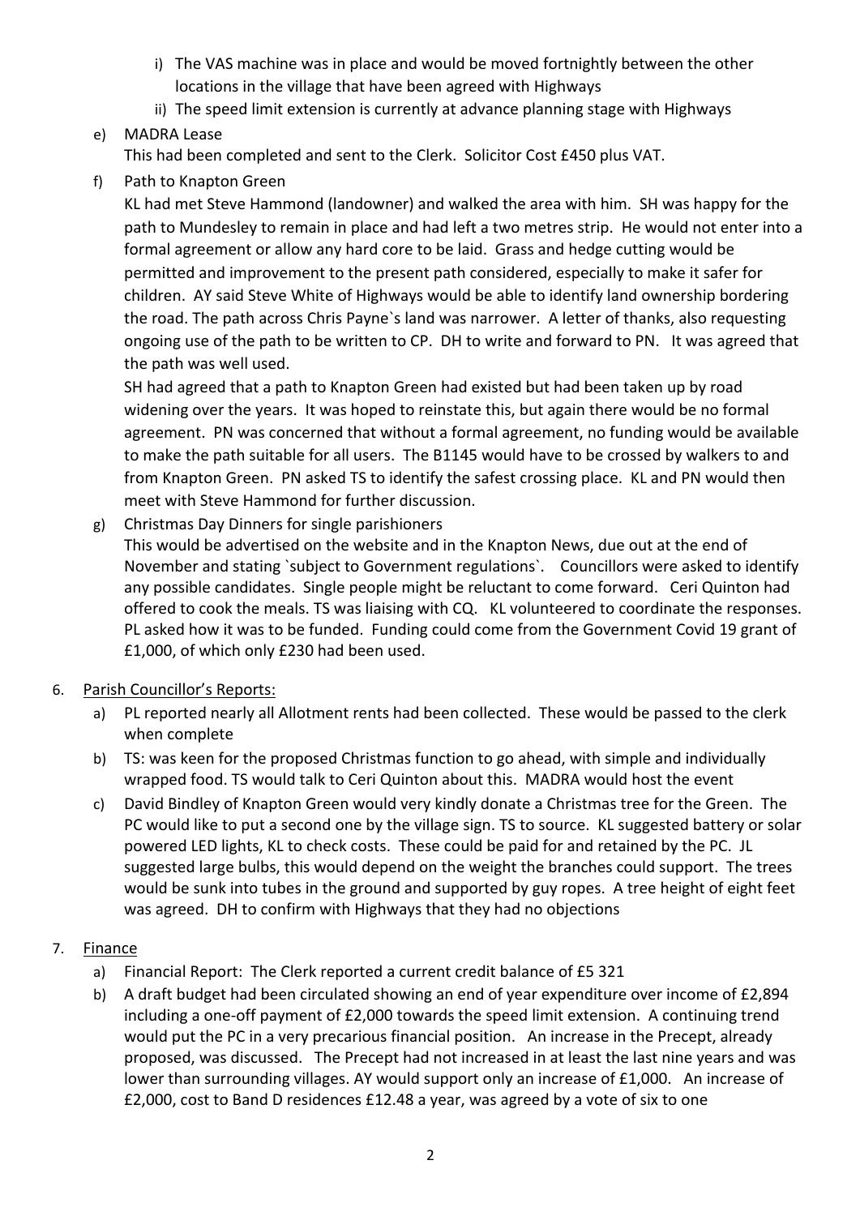i) The VAS machine was in place and would be moved fortnightly between the other locations in the village that have been agreed with Highways
   ii) The speed limit extension is currently at advance planning stage with Highways

e) MADRA Lease
   This had been completed and sent to the Clerk. Solicitor Cost £450 plus VAT.

f) Path to Knapton Green
   KL had met Steve Hammond (landowner) and walked the area with him. SH was happy for the path to Mundesley to remain in place and had left a two metres strip. He would not enter into a formal agreement or allow any hard core to be laid. Grass and hedge cutting would be permitted and improvement to the present path considered, especially to make it safer for children. AY said Steve White of Highways would be able to identify land ownership bordering the road. The path across Chris Payne`s land was narrower. A letter of thanks, also requesting ongoing use of the path to be written to CP. DH to write and forward to PN. It was agreed that the path was well used.

   SH had agreed that a path to Knapton Green had existed but had been taken up by road widening over the years. It was hoped to reinstate this, but again there would be no formal agreement. PN was concerned that without a formal agreement, no funding would be available to make the path suitable for all users. The B1145 would have to be crossed by walkers to and from Knapton Green. PN asked TS to identify the safest crossing place. KL and PN would then meet with Steve Hammond for further discussion.

g) Christmas Day Dinners for single parishioners
   This would be advertised on the website and in the Knapton News, due out at the end of November and stating `subject to Government regulations`. Councillors were asked to identify any possible candidates. Single people might be reluctant to come forward. Ceri Quinton had offered to cook the meals. TS was liaising with CQ. KL volunteered to coordinate the responses. PL asked how it was to be funded. Funding could come from the Government Covid 19 grant of £1,000, of which only £230 had been used.

6. Parish Councillor's Reports:
   a) PL reported nearly all Allotment rents had been collected. These would be passed to the clerk when complete
   b) TS: was keen for the proposed Christmas function to go ahead, with simple and individually wrapped food. TS would talk to Ceri Quinton about this. MADRA would host the event
   c) David Bindley of Knapton Green would very kindly donate a Christmas tree for the Green. The PC would like to put a second one by the village sign. TS to source. KL suggested battery or solar powered LED lights, KL to check costs. These could be paid for and retained by the PC. JL suggested large bulbs, this would depend on the weight the branches could support. The trees would be sunk into tubes in the ground and supported by guy ropes. A tree height of eight feet was agreed. DH to confirm with Highways that they had no objections

7. Finance
   a) Financial Report: The Clerk reported a current credit balance of £5 321
   b) A draft budget had been circulated showing an end of year expenditure over income of £2,894 including a one-off payment of £2,000 towards the speed limit extension. A continuing trend would put the PC in a very precarious financial position. An increase in the Precept, already proposed, was discussed. The Precept had not increased in at least the last nine years and was lower than surrounding villages. AY would support only an increase of £1,000. An increase of £2,000, cost to Band D residences £12.48 a year, was agreed by a vote of six to one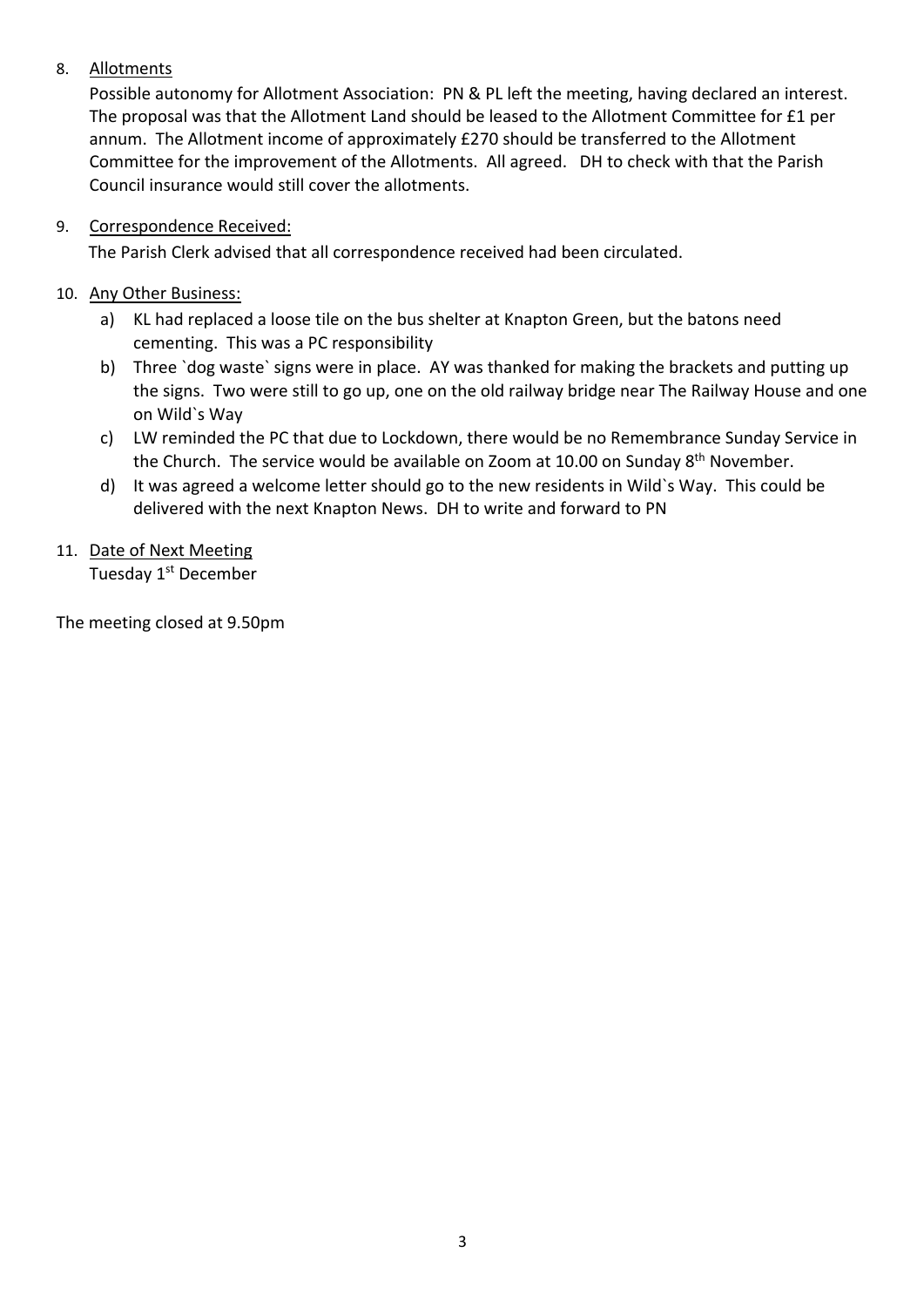8. <u>Allotments</u>

   Possible autonomy for Allotment Association: PN & PL left the meeting, having declared an interest. The proposal was that the Allotment Land should be leased to the Allotment Committee for £1 per annum. The Allotment income of approximately £270 should be transferred to the Allotment Committee for the improvement of the Allotments. All agreed. DH to check with that the Parish Council insurance would still cover the allotments.

9. <u>Correspondence Received:</u>

   The Parish Clerk advised that all correspondence received had been circulated.

10. <u>Any Other Business:</u>

    a) KL had replaced a loose tile on the bus shelter at Knapton Green, but the batons need cementing. This was a PC responsibility
    b) Three `dog waste` signs were in place. AY was thanked for making the brackets and putting up the signs. Two were still to go up, one on the old railway bridge near The Railway House and one on Wild`s Way
    c) LW reminded the PC that due to Lockdown, there would be no Remembrance Sunday Service in the Church. The service would be available on Zoom at 10.00 on Sunday 8th November.
    d) It was agreed a welcome letter should go to the new residents in Wild`s Way. This could be delivered with the next Knapton News. DH to write and forward to PN

11. <u>Date of Next Meeting</u>

    Tuesday 1st December

The meeting closed at 9.50pm